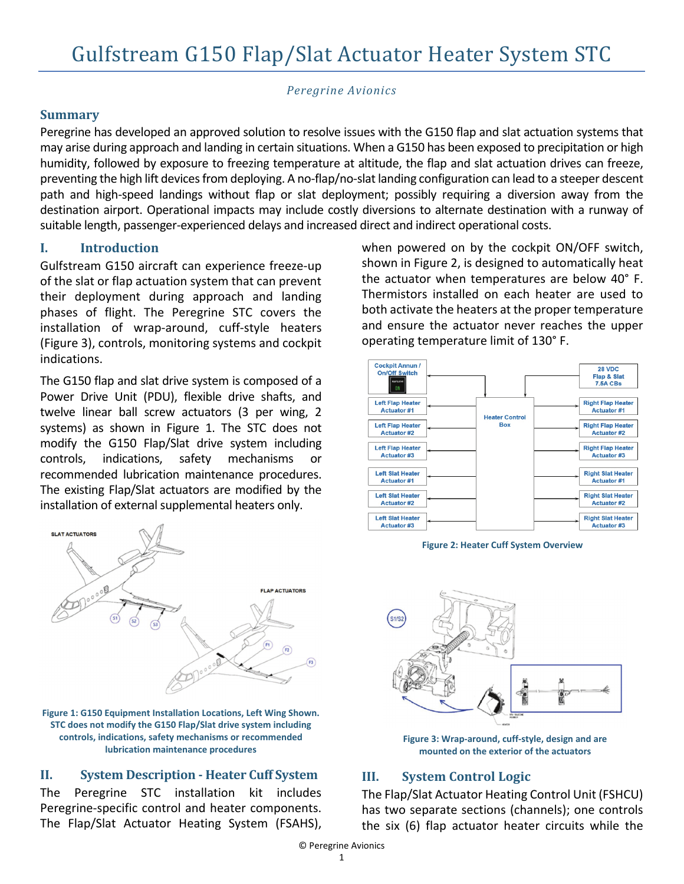# Gulfstream G150 Flap/Slat Actuator Heater System STC

*Peregrine Avionics*

## Summary

Peregrine has developed an approved solution to resolve issues with the G150 flap and slat actuation systems that may arise during approach and landing in certain situations. When a G150 has been exposed to precipitation or high humidity, followed by exposure to freezing temperature at altitude, the flap and slat actuation drives can freeze, preventing the high lift devices from deploying. A no-flap/no-slat landing configuration can lead to a steeper descent path and high-speed landings without flap or slat deployment; possibly requiring a diversion away from the destination airport. Operational impacts may include costly diversions to alternate destination with a runway of suitable length, passenger-experienced delays and increased direct and indirect operational costs.

## I. Introduction

Gulfstream G150 aircraft can experience freeze-up of the slat or flap actuation system that can prevent their deployment during approach and landing phases of flight. The Peregrine STC covers the installation of wrap-around, cuff-style heaters (Figure 3), controls, monitoring systems and cockpit indications.

The G150 flap and slat drive system is composed of a Power Drive Unit (PDU), flexible drive shafts, and twelve linear ball screw actuators (3 per wing, 2 systems) as shown in Figure 1. The STC does not modify the G150 Flap/Slat drive system including controls, indications, safety mechanisms or recommended lubrication maintenance procedures. The existing Flap/Slat actuators are modified by the installation of external supplemental heaters only.

Figure 1: G150 Equipment Installation Locations, Left Wing Shown. STC does not modify the G150 Flap/Slat drive system including controls, indications, safety mechanisms or recommended lubrication maintenance procedures

## II. System Description - Heater Cuff System

The Peregrine STC installation kit includes Peregrine-specific control and heater components. The Flap/Slat Actuator Heating System (FSAHS), when powered on by the cockpit ON/OFF switch, shown in Figure 2, is designed to automatically heat the actuator when temperatures are below 40° F. Thermistors installed on each heater are used to both activate the heaters at the proper temperature and ensure the actuator never reaches the upper operating temperature limit of 130° F.

Figure 2: Heater Cuff System Overview

Figure 3: Wrap-around, cuff-style, design and are mounted on the exterior of the actuators

## III. System Control Logic

The Flap/Slat Actuator Heating Control Unit (FSHCU) has two separate sections (channels); one controls the six (6) flap actuator heater circuits while the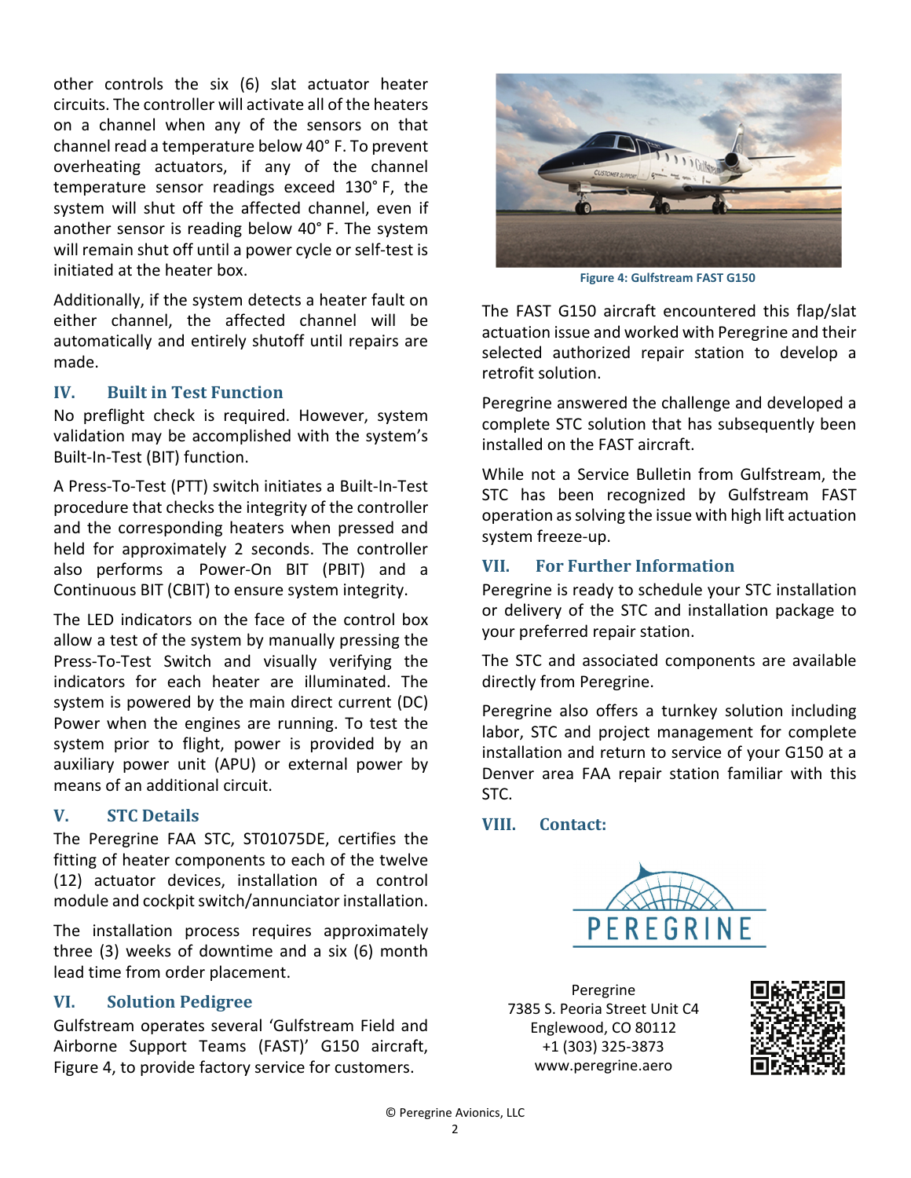other controls the six (6) slat actuator heater circuits. The controller will activate all of the heaters on a channel when any of the sensors on that channel read a temperature below 40° F. To prevent overheating actuators, if any of the channel temperature sensor readings exceed 130° F, the system will shut off the affected channel, even if another sensor is reading below 40° F. The system will remain shut off until a power cycle or self-test is initiated at the heater box.

Additionally, if the system detects a heater fault on either channel, the affected channel will be automatically and entirely shutoff until repairs are made.

## IV. Built in Test Function

No preflight check is required. However, system validation may be accomplished with the system's Built-In-Test (BIT) function.

A Press-To-Test (PTT) switch initiates a Built-In-Test procedure that checks the integrity of the controller and the corresponding heaters when pressed and held for approximately 2 seconds. The controller also performs a Power-On BIT (PBIT) and a Continuous BIT (CBIT) to ensure system integrity.

The LED indicators on the face of the control box allow a test of the system by manually pressing the Press-To-Test Switch and visually verifying the indicators for each heater are illuminated. The system is powered by the main direct current (DC) Power when the engines are running. To test the system prior to flight, power is provided by an auxiliary power unit (APU) or external power by means of an additional circuit.

## V. STC Details

The Peregrine FAA STC, ST01075DE, certifies the fitting of heater components to each of the twelve (12) actuator devices, installation of a control module and cockpit switch/annunciator installation.

The installation process requires approximately three (3) weeks of downtime and a six (6) month lead time from order placement.

## VI. Solution Pedigree

Gulfstream operates several 'Gulfstream Field and Airborne Support Teams (FAST)' G150 aircraft, Figure 4, to provide factory service for customers.

**Figure 4: Gulfstream FAST G150**

The FAST G150 aircraft encountered this flap/slat actuation issue and worked with Peregrine and their selected authorized repair station to develop a retrofit solution.

Peregrine answered the challenge and developed a complete STC solution that has subsequently been installed on the FAST aircraft.

While not a Service Bulletin from Gulfstream, the STC has been recognized by Gulfstream FAST operation as solving the issue with high lift actuation system freeze-up.

## VII. For Further Information

Peregrine is ready to schedule your STC installation or delivery of the STC and installation package to your preferred repair station.

The STC and associated components are available directly from Peregrine.

Peregrine also offers a turnkey solution including labor, STC and project management for complete installation and return to service of your G150 at a Denver area FAA repair station familiar with this STC.

## VIII. Contact:

PEREGRINE

Peregrine
7385 S. Peoria Street Unit C4
Englewood, CO 80112
+1 (303) 325-3873
www.peregrine.aero

© Peregrine Avionics, LLC